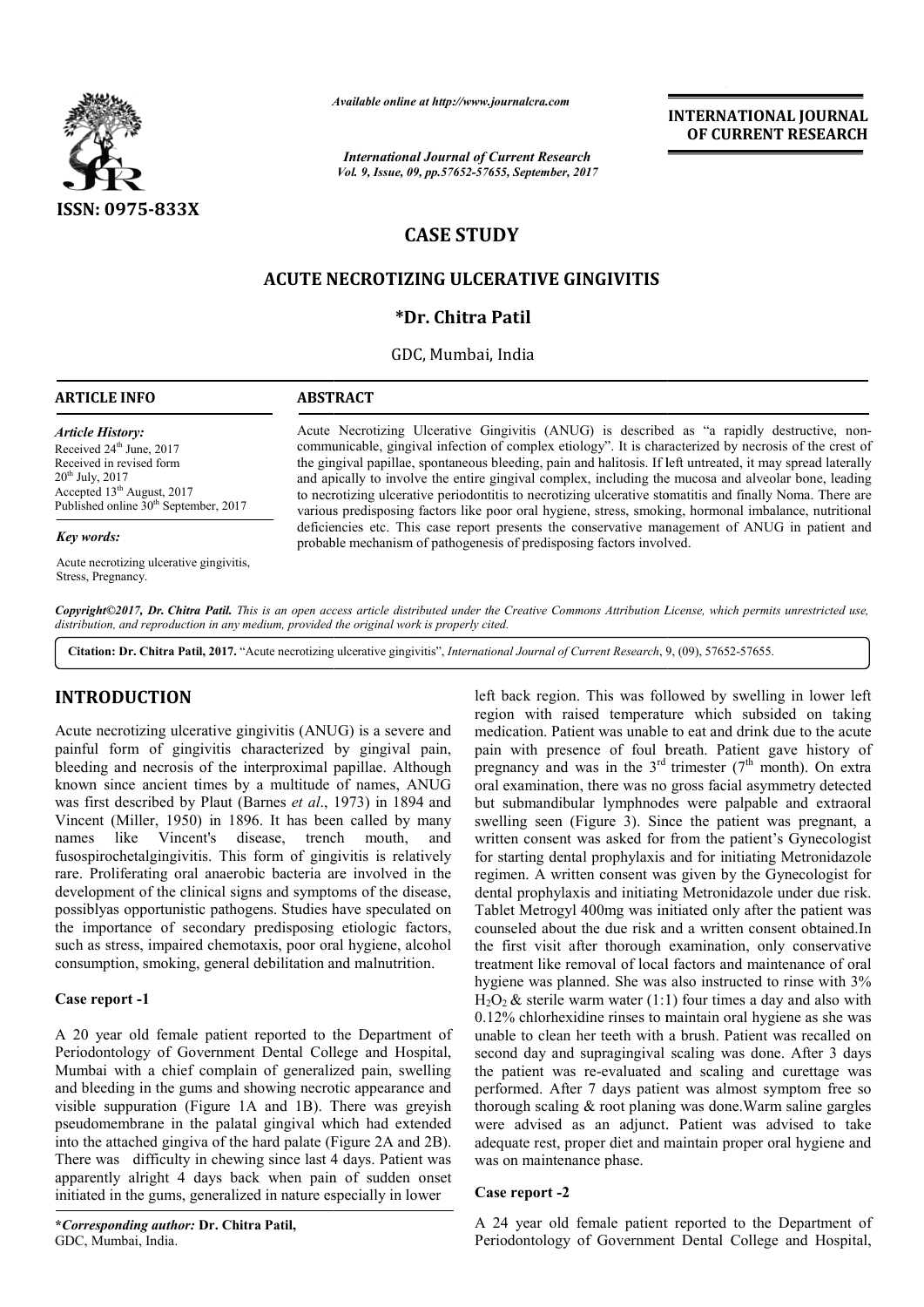*Available online at http://www.journalcra.com*

*International Journal of Current Research*
*Vol. 9, Issue, 09, pp.57652-57655, September, 2017*

**INTERNATIONAL JOURNAL OF CURRENT RESEARCH**

**ISSN: 0975-833X**

# CASE STUDY

# ACUTE NECROTIZING ULCERATIVE GINGIVITIS

**\*Dr. Chitra Patil**

GDC, Mumbai, India

## ARTICLE INFO

*Article History:*
Received 24th June, 2017
Received in revised form
20th July, 2017
Accepted 13th August, 2017
Published online 30th September, 2017

*Key words:*
Acute necrotizing ulcerative gingivitis, Stress, Pregnancy.

## ABSTRACT

Acute Necrotizing Ulcerative Gingivitis (ANUG) is described as "a rapidly destructive, non-communicable, gingival infection of complex etiology". It is characterized by necrosis of the crest of the gingival papillae, spontaneous bleeding, pain and halitosis. If left untreated, it may spread laterally and apically to involve the entire gingival complex, including the mucosa and alveolar bone, leading to necrotizing ulcerative periodontitis to necrotizing ulcerative stomatitis and finally Noma. There are various predisposing factors like poor oral hygiene, stress, smoking, hormonal imbalance, nutritional deficiencies etc. This case report presents the conservative management of ANUG in patient and probable mechanism of pathogenesis of predisposing factors involved.

*Copyright©2017, Dr. Chitra Patil. This is an open access article distributed under the Creative Commons Attribution License, which permits unrestricted use, distribution, and reproduction in any medium, provided the original work is properly cited.*

**Citation: Dr. Chitra Patil, 2017.** "Acute necrotizing ulcerative gingivitis", *International Journal of Current Research*, 9, (09), 57652-57655.

## INTRODUCTION

Acute necrotizing ulcerative gingivitis (ANUG) is a severe and painful form of gingivitis characterized by gingival pain, bleeding and necrosis of the interproximal papillae. Although known since ancient times by a multitude of names, ANUG was first described by Plaut (Barnes *et al*., 1973) in 1894 and Vincent (Miller, 1950) in 1896. It has been called by many names like Vincent's disease, trench mouth, and fusospirochetalgingivitis. This form of gingivitis is relatively rare. Proliferating oral anaerobic bacteria are involved in the development of the clinical signs and symptoms of the disease, possiblyas opportunistic pathogens. Studies have speculated on the importance of secondary predisposing etiologic factors, such as stress, impaired chemotaxis, poor oral hygiene, alcohol consumption, smoking, general debilitation and malnutrition.

### Case report -1

A 20 year old female patient reported to the Department of Periodontology of Government Dental College and Hospital, Mumbai with a chief complain of generalized pain, swelling and bleeding in the gums and showing necrotic appearance and visible suppuration (Figure 1A and 1B). There was greyish pseudomembrane in the palatal gingival which had extended into the attached gingiva of the hard palate (Figure 2A and 2B). There was difficulty in chewing since last 4 days. Patient was apparently alright 4 days back when pain of sudden onset initiated in the gums, generalized in nature especially in lower left back region. This was followed by swelling in lower left region with raised temperature which subsided on taking medication. Patient was unable to eat and drink due to the acute pain with presence of foul breath. Patient gave history of pregnancy and was in the 3rd trimester (7th month). On extra oral examination, there was no gross facial asymmetry detected but submandibular lymphnodes were palpable and extraoral swelling seen (Figure 3). Since the patient was pregnant, a written consent was asked for from the patient's Gynecologist for starting dental prophylaxis and for initiating Metronidazole regimen. A written consent was given by the Gynecologist for dental prophylaxis and initiating Metronidazole under due risk. Tablet Metrogyl 400mg was initiated only after the patient was counseled about the due risk and a written consent obtained.In the first visit after thorough examination, only conservative treatment like removal of local factors and maintenance of oral hygiene was planned. She was also instructed to rinse with 3% $H_2O_2$ & sterile warm water (1:1) four times a day and also with 0.12% chlorhexidine rinses to maintain oral hygiene as she was unable to clean her teeth with a brush. Patient was recalled on second day and supragingival scaling was done. After 3 days the patient was re-evaluated and scaling and curettage was performed. After 7 days patient was almost symptom free so thorough scaling & root planing was done.Warm saline gargles were advised as an adjunct. Patient was advised to take adequate rest, proper diet and maintain proper oral hygiene and was on maintenance phase.

### Case report -2

A 24 year old female patient reported to the Department of Periodontology of Government Dental College and Hospital,

**\*Corresponding author:** Dr. Chitra Patil,
GDC, Mumbai, India.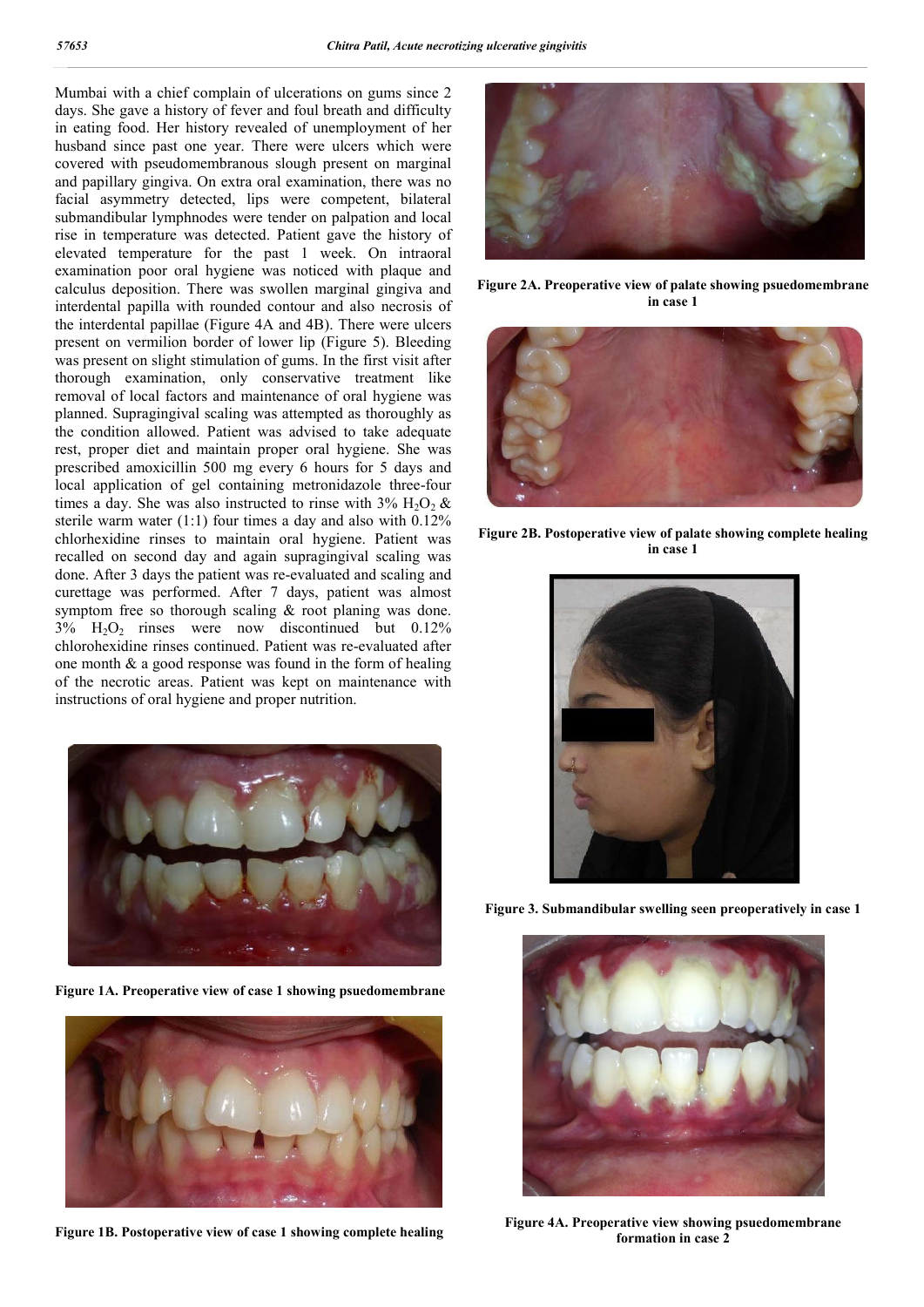Mumbai with a chief complain of ulcerations on gums since 2 days. She gave a history of fever and foul breath and difficulty in eating food. Her history revealed of unemployment of her husband since past one year. There were ulcers which were covered with pseudomembranous slough present on marginal and papillary gingiva. On extra oral examination, there was no facial asymmetry detected, lips were competent, bilateral submandibular lymphnodes were tender on palpation and local rise in temperature was detected. Patient gave the history of elevated temperature for the past 1 week. On intraoral examination poor oral hygiene was noticed with plaque and calculus deposition. There was swollen marginal gingiva and interdental papilla with rounded contour and also necrosis of the interdental papillae (Figure 4A and 4B). There were ulcers present on vermilion border of lower lip (Figure 5). Bleeding was present on slight stimulation of gums. In the first visit after thorough examination, only conservative treatment like removal of local factors and maintenance of oral hygiene was planned. Supragingival scaling was attempted as thoroughly as the condition allowed. Patient was advised to take adequate rest, proper diet and maintain proper oral hygiene. She was prescribed amoxicillin 500 mg every 6 hours for 5 days and local application of gel containing metronidazole three-four times a day. She was also instructed to rinse with 3% $H_2O_2$ & sterile warm water (1:1) four times a day and also with 0.12% chlorhexidine rinses to maintain oral hygiene. Patient was recalled on second day and again supragingival scaling was done. After 3 days the patient was re-evaluated and scaling and curettage was performed. After 7 days, patient was almost symptom free so thorough scaling & root planing was done. 3% $H_2O_2$ rinses were now discontinued but 0.12% chlorohexidine rinses continued. Patient was re-evaluated after one month & a good response was found in the form of healing of the necrotic areas. Patient was kept on maintenance with instructions of oral hygiene and proper nutrition.

**Figure 1A. Preoperative view of case 1 showing psuedomembrane**

**Figure 1B. Postoperative view of case 1 showing complete healing**

**Figure 2A. Preoperative view of palate showing psuedomembrane in case 1**

**Figure 2B. Postoperative view of palate showing complete healing in case 1**

**Figure 3. Submandibular swelling seen preoperatively in case 1**

**Figure 4A. Preoperative view showing psuedomembrane formation in case 2**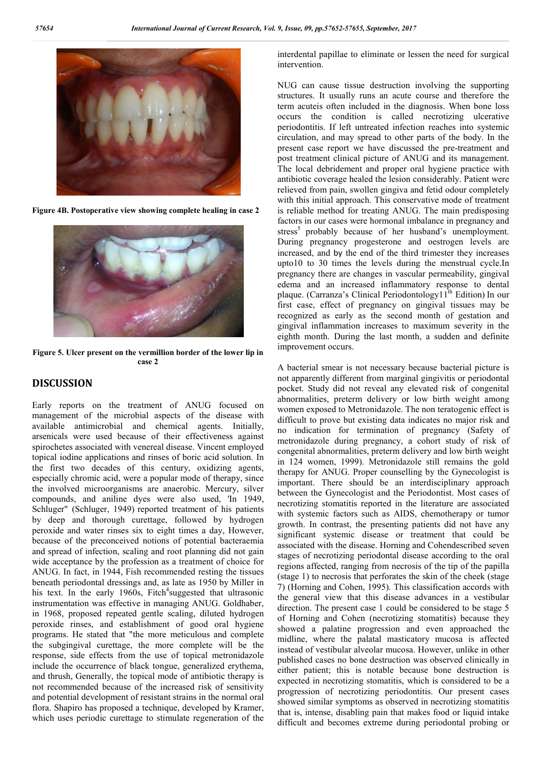Figure 4B. Postoperative view showing complete healing in case 2

Figure 5. Ulcer present on the vermillion border of the lower lip in case 2

## DISCUSSION

Early reports on the treatment of ANUG focused on management of the microbial aspects of the disease with available antimicrobial and chemical agents. Initially, arsenicals were used because of their effectiveness against spirochetes associated with venereal disease. Vincent employed topical iodine applications and rinses of boric acid solution. In the first two decades of this century, oxidizing agents, especially chromic acid, were a popular mode of therapy, since the involved microorganisms are anaerobic. Mercury, silver compounds, and aniline dyes were also used, 'In 1949, Schluger" (Schluger, 1949) reported treatment of his patients by deep and thorough curettage, followed by hydrogen peroxide and water rinses six to eight times a day, However, because of the preconceived notions of potential bacteraemia and spread of infection, scaling and root planning did not gain wide acceptance by the profession as a treatment of choice for ANUG. In fact, in 1944, Fish recommended resting the tissues beneath periodontal dressings and, as late as 1950 by Miller in his text. In the early 1960s, Fitch[4]suggested that ultrasonic instrumentation was effective in managing ANUG. Goldhaber, in 1968, proposed repeated gentle scaling, diluted hydrogen peroxide rinses, and establishment of good oral hygiene programs. He stated that "the more meticulous and complete the subgingival curettage, the more complete will be the response, side effects from the use of topical metronidazole include the occurrence of black tongue, generalized erythema, and thrush, Generally, the topical mode of antibiotic therapy is not recommended because of the increased risk of sensitivity and potential development of resistant strains in the normal oral flora. Shapiro has proposed a technique, developed by Kramer, which uses periodic curettage to stimulate regeneration of the interdental papillae to eliminate or lessen the need for surgical intervention.

NUG can cause tissue destruction involving the supporting structures. It usually runs an acute course and therefore the term acuteis often included in the diagnosis. When bone loss occurs the condition is called necrotizing ulcerative periodontitis. If left untreated infection reaches into systemic circulation, and may spread to other parts of the body. In the present case report we have discussed the pre-treatment and post treatment clinical picture of ANUG and its management. The local debridement and proper oral hygiene practice with antibiotic coverage healed the lesion considerably. Patient were relieved from pain, swollen gingiva and fetid odour completely with this initial approach. This conservative mode of treatment is reliable method for treating ANUG. The main predisposing factors in our cases were hormonal imbalance in pregnancy and stress[5] probably because of her husband's unemployment. During pregnancy progesterone and oestrogen levels are increased, and by the end of the third trimester they increases upto10 to 30 times the levels during the menstrual cycle.In pregnancy there are changes in vascular permeability, gingival edema and an increased inflammatory response to dental plaque. (Carranza's Clinical Periodontology11[th] Edition) In our first case, effect of pregnancy on gingival tissues may be recognized as early as the second month of gestation and gingival inflammation increases to maximum severity in the eighth month. During the last month, a sudden and definite improvement occurs.

A bacterial smear is not necessary because bacterial picture is not apparently different from marginal gingivitis or periodontal pocket. Study did not reveal any elevated risk of congenital abnormalities, preterm delivery or low birth weight among women exposed to Metronidazole. The non teratogenic effect is difficult to prove but existing data indicates no major risk and no indication for termination of pregnancy (Safety of metronidazole during pregnancy, a cohort study of risk of congenital abnormalities, preterm delivery and low birth weight in 124 women, 1999). Metronidazole still remains the gold therapy for ANUG. Proper counselling by the Gynecologist is important. There should be an interdisciplinary approach between the Gynecologist and the Periodontist. Most cases of necrotizing stomatitis reported in the literature are associated with systemic factors such as AIDS, chemotherapy or tumor growth. In contrast, the presenting patients did not have any significant systemic disease or treatment that could be associated with the disease. Horning and Cohendescribed seven stages of necrotizing periodontal disease according to the oral regions affected, ranging from necrosis of the tip of the papilla (stage 1) to necrosis that perforates the skin of the cheek (stage 7) (Horning and Cohen, 1995). This classification accords with the general view that this disease advances in a vestibular direction. The present case 1 could be considered to be stage 5 of Horning and Cohen (necrotizing stomatitis) because they showed a palatine progression and even approached the midline, where the palatal masticatory mucosa is affected instead of vestibular alveolar mucosa. However, unlike in other published cases no bone destruction was observed clinically in either patient; this is notable because bone destruction is expected in necrotizing stomatitis, which is considered to be a progression of necrotizing periodontitis. Our present cases showed similar symptoms as observed in necrotizing stomatitis that is, intense, disabling pain that makes food or liquid intake difficult and becomes extreme during periodontal probing or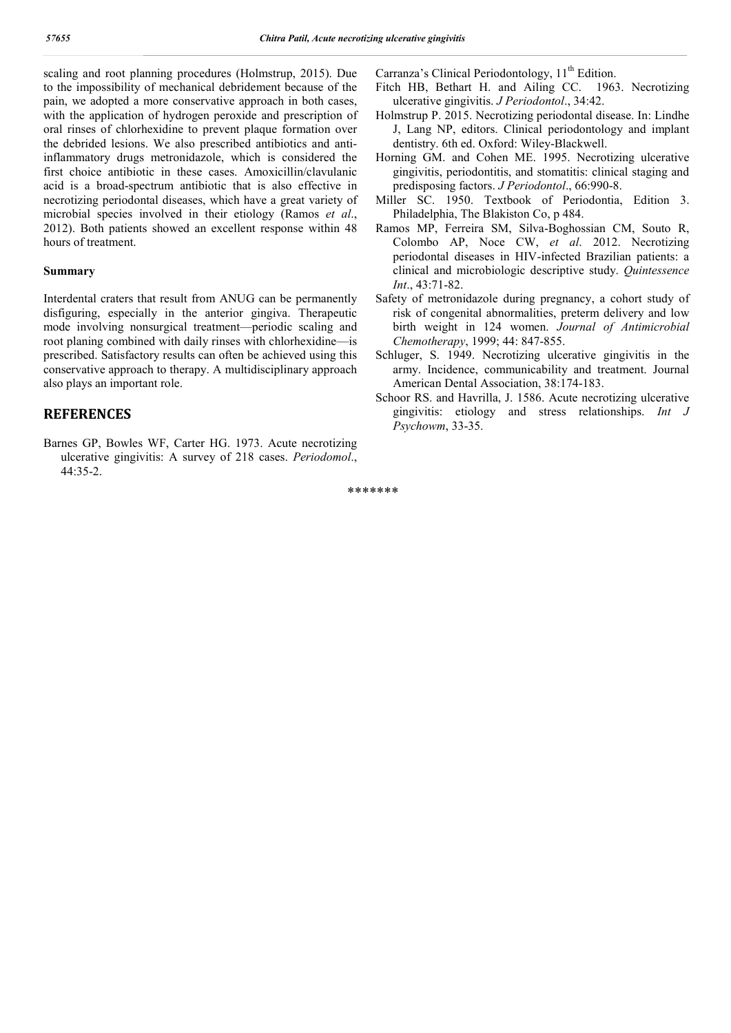scaling and root planning procedures (Holmstrup, 2015). Due to the impossibility of mechanical debridement because of the pain, we adopted a more conservative approach in both cases, with the application of hydrogen peroxide and prescription of oral rinses of chlorhexidine to prevent plaque formation over the debrided lesions. We also prescribed antibiotics and anti-inflammatory drugs metronidazole, which is considered the first choice antibiotic in these cases. Amoxicillin/clavulanic acid is a broad-spectrum antibiotic that is also effective in necrotizing periodontal diseases, which have a great variety of microbial species involved in their etiology (Ramos *et al*., 2012). Both patients showed an excellent response within 48 hours of treatment.

**Summary**

Interdental craters that result from ANUG can be permanently disfiguring, especially in the anterior gingiva. Therapeutic mode involving nonsurgical treatment—periodic scaling and root planing combined with daily rinses with chlorhexidine—is prescribed. Satisfactory results can often be achieved using this conservative approach to therapy. A multidisciplinary approach also plays an important role.

## REFERENCES

Barnes GP, Bowles WF, Carter HG. 1973. Acute necrotizing ulcerative gingivitis: A survey of 218 cases. *Periodomol*., 44:35-2.

Carranza's Clinical Periodontology, 11th Edition.

Fitch HB, Bethart H. and Ailing CC. 1963. Necrotizing ulcerative gingivitis. *J Periodontol*., 34:42.

Holmstrup P. 2015. Necrotizing periodontal disease. In: Lindhe J, Lang NP, editors. Clinical periodontology and implant dentistry. 6th ed. Oxford: Wiley-Blackwell.

Horning GM. and Cohen ME. 1995. Necrotizing ulcerative gingivitis, periodontitis, and stomatitis: clinical staging and predisposing factors. *J Periodontol*., 66:990-8.

Miller SC. 1950. Textbook of Periodontia, Edition 3. Philadelphia, The Blakiston Co, p 484.

Ramos MP, Ferreira SM, Silva-Boghossian CM, Souto R, Colombo AP, Noce CW, *et al*. 2012. Necrotizing periodontal diseases in HIV-infected Brazilian patients: a clinical and microbiologic descriptive study. *Quintessence Int*., 43:71-82.

Safety of metronidazole during pregnancy, a cohort study of risk of congenital abnormalities, preterm delivery and low birth weight in 124 women. *Journal of Antimicrobial Chemotherapy*, 1999; 44: 847-855.

Schluger, S. 1949. Necrotizing ulcerative gingivitis in the army. Incidence, communicability and treatment. Journal American Dental Association, 38:174-183.

Schoor RS. and Havrilla, J. 1586. Acute necrotizing ulcerative gingivitis: etiology and stress relationships. *Int J Psychowm*, 33-35.

\*\*\*\*\*\*\*